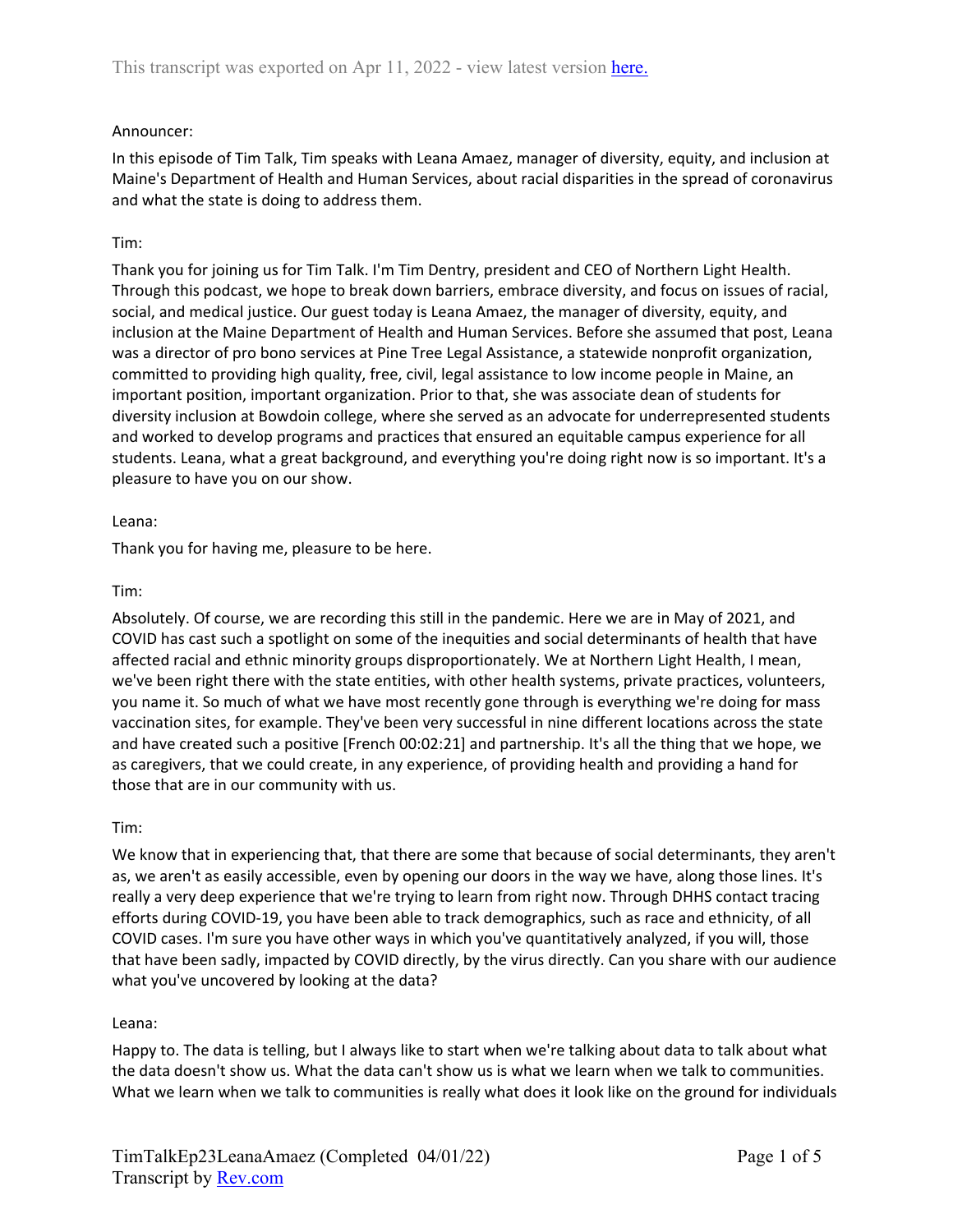Announcer:

In this episode of Tim Talk, Tim speaks with Leana Amaez, manager of diversity, equity, and inclusion at Maine's Department of Health and Human Services, about racial disparities in the spread of coronavirus and what the state is doing to address them.

Tim:

Thank you for joining us for Tim Talk. I'm Tim Dentry, president and CEO of Northern Light Health. Through this podcast, we hope to break down barriers, embrace diversity, and focus on issues of racial, social, and medical justice. Our guest today is Leana Amaez, the manager of diversity, equity, and inclusion at the Maine Department of Health and Human Services. Before she assumed that post, Leana was a director of pro bono services at Pine Tree Legal Assistance, a statewide nonprofit organization, committed to providing high quality, free, civil, legal assistance to low income people in Maine, an important position, important organization. Prior to that, she was associate dean of students for diversity inclusion at Bowdoin college, where she served as an advocate for underrepresented students and worked to develop programs and practices that ensured an equitable campus experience for all students. Leana, what a great background, and everything you're doing right now is so important. It's a pleasure to have you on our show.

Leana:

Thank you for having me, pleasure to be here.

Tim:

Absolutely. Of course, we are recording this still in the pandemic. Here we are in May of 2021, and COVID has cast such a spotlight on some of the inequities and social determinants of health that have affected racial and ethnic minority groups disproportionately. We at Northern Light Health, I mean, we've been right there with the state entities, with other health systems, private practices, volunteers, you name it. So much of what we have most recently gone through is everything we're doing for mass vaccination sites, for example. They've been very successful in nine different locations across the state and have created such a positive [French 00:02:21] and partnership. It's all the thing that we hope, we as caregivers, that we could create, in any experience, of providing health and providing a hand for those that are in our community with us.

Tim:

We know that in experiencing that, that there are some that because of social determinants, they aren't as, we aren't as easily accessible, even by opening our doors in the way we have, along those lines. It's really a very deep experience that we're trying to learn from right now. Through DHHS contact tracing efforts during COVID-19, you have been able to track demographics, such as race and ethnicity, of all COVID cases. I'm sure you have other ways in which you've quantitatively analyzed, if you will, those that have been sadly, impacted by COVID directly, by the virus directly. Can you share with our audience what you've uncovered by looking at the data?

Leana:

Happy to. The data is telling, but I always like to start when we're talking about data to talk about what the data doesn't show us. What the data can't show us is what we learn when we talk to communities. What we learn when we talk to communities is really what does it look like on the ground for individuals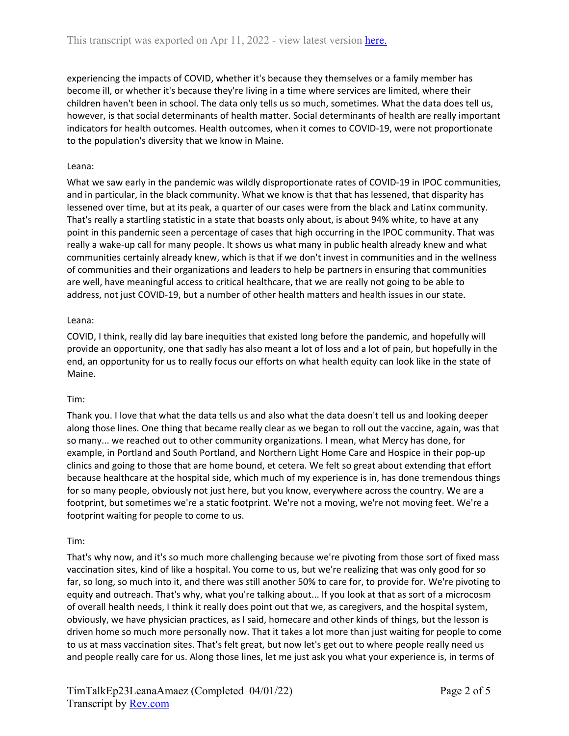experiencing the impacts of COVID, whether it's because they themselves or a family member has become ill, or whether it's because they're living in a time where services are limited, where their children haven't been in school. The data only tells us so much, sometimes. What the data does tell us, however, is that social determinants of health matter. Social determinants of health are really important indicators for health outcomes. Health outcomes, when it comes to COVID-19, were not proportionate to the population's diversity that we know in Maine.

Leana:

What we saw early in the pandemic was wildly disproportionate rates of COVID-19 in IPOC communities, and in particular, in the black community. What we know is that that has lessened, that disparity has lessened over time, but at its peak, a quarter of our cases were from the black and Latinx community. That's really a startling statistic in a state that boasts only about, is about 94% white, to have at any point in this pandemic seen a percentage of cases that high occurring in the IPOC community. That was really a wake-up call for many people. It shows us what many in public health already knew and what communities certainly already knew, which is that if we don't invest in communities and in the wellness of communities and their organizations and leaders to help be partners in ensuring that communities are well, have meaningful access to critical healthcare, that we are really not going to be able to address, not just COVID-19, but a number of other health matters and health issues in our state.

Leana:

COVID, I think, really did lay bare inequities that existed long before the pandemic, and hopefully will provide an opportunity, one that sadly has also meant a lot of loss and a lot of pain, but hopefully in the end, an opportunity for us to really focus our efforts on what health equity can look like in the state of Maine.

Tim:

Thank you. I love that what the data tells us and also what the data doesn't tell us and looking deeper along those lines. One thing that became really clear as we began to roll out the vaccine, again, was that so many... we reached out to other community organizations. I mean, what Mercy has done, for example, in Portland and South Portland, and Northern Light Home Care and Hospice in their pop-up clinics and going to those that are home bound, et cetera. We felt so great about extending that effort because healthcare at the hospital side, which much of my experience is in, has done tremendous things for so many people, obviously not just here, but you know, everywhere across the country. We are a footprint, but sometimes we're a static footprint. We're not a moving, we're not moving feet. We're a footprint waiting for people to come to us.

Tim:

That's why now, and it's so much more challenging because we're pivoting from those sort of fixed mass vaccination sites, kind of like a hospital. You come to us, but we're realizing that was only good for so far, so long, so much into it, and there was still another 50% to care for, to provide for. We're pivoting to equity and outreach. That's why, what you're talking about... If you look at that as sort of a microcosm of overall health needs, I think it really does point out that we, as caregivers, and the hospital system, obviously, we have physician practices, as I said, homecare and other kinds of things, but the lesson is driven home so much more personally now. That it takes a lot more than just waiting for people to come to us at mass vaccination sites. That's felt great, but now let's get out to where people really need us and people really care for us. Along those lines, let me just ask you what your experience is, in terms of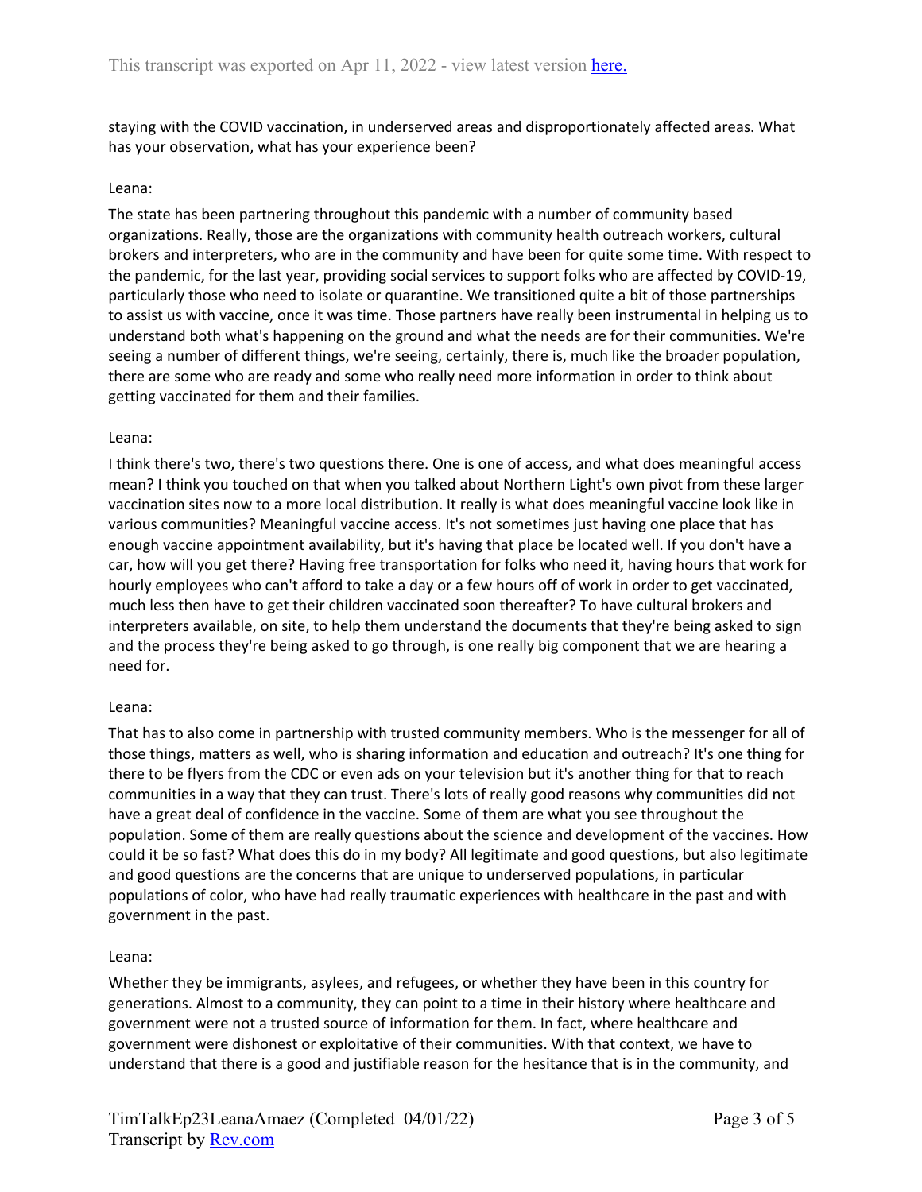staying with the COVID vaccination, in underserved areas and disproportionately affected areas. What has your observation, what has your experience been?

Leana:

The state has been partnering throughout this pandemic with a number of community based organizations. Really, those are the organizations with community health outreach workers, cultural brokers and interpreters, who are in the community and have been for quite some time. With respect to the pandemic, for the last year, providing social services to support folks who are affected by COVID-19, particularly those who need to isolate or quarantine. We transitioned quite a bit of those partnerships to assist us with vaccine, once it was time. Those partners have really been instrumental in helping us to understand both what's happening on the ground and what the needs are for their communities. We're seeing a number of different things, we're seeing, certainly, there is, much like the broader population, there are some who are ready and some who really need more information in order to think about getting vaccinated for them and their families.

Leana:

I think there's two, there's two questions there. One is one of access, and what does meaningful access mean? I think you touched on that when you talked about Northern Light's own pivot from these larger vaccination sites now to a more local distribution. It really is what does meaningful vaccine look like in various communities? Meaningful vaccine access. It's not sometimes just having one place that has enough vaccine appointment availability, but it's having that place be located well. If you don't have a car, how will you get there? Having free transportation for folks who need it, having hours that work for hourly employees who can't afford to take a day or a few hours off of work in order to get vaccinated, much less then have to get their children vaccinated soon thereafter? To have cultural brokers and interpreters available, on site, to help them understand the documents that they're being asked to sign and the process they're being asked to go through, is one really big component that we are hearing a need for.

Leana:

That has to also come in partnership with trusted community members. Who is the messenger for all of those things, matters as well, who is sharing information and education and outreach? It's one thing for there to be flyers from the CDC or even ads on your television but it's another thing for that to reach communities in a way that they can trust. There's lots of really good reasons why communities did not have a great deal of confidence in the vaccine. Some of them are what you see throughout the population. Some of them are really questions about the science and development of the vaccines. How could it be so fast? What does this do in my body? All legitimate and good questions, but also legitimate and good questions are the concerns that are unique to underserved populations, in particular populations of color, who have had really traumatic experiences with healthcare in the past and with government in the past.

Leana:

Whether they be immigrants, asylees, and refugees, or whether they have been in this country for generations. Almost to a community, they can point to a time in their history where healthcare and government were not a trusted source of information for them. In fact, where healthcare and government were dishonest or exploitative of their communities. With that context, we have to understand that there is a good and justifiable reason for the hesitance that is in the community, and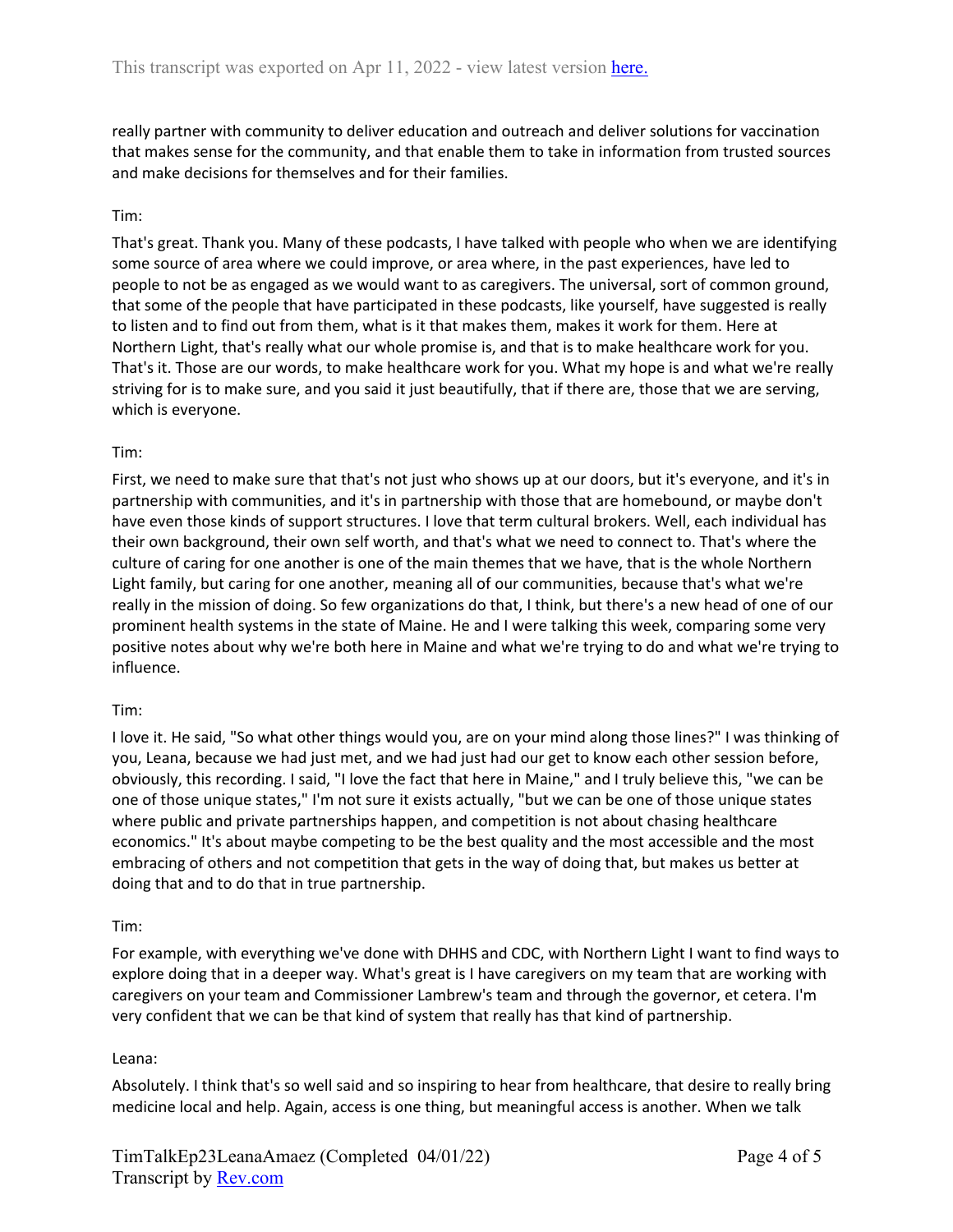really partner with community to deliver education and outreach and deliver solutions for vaccination that makes sense for the community, and that enable them to take in information from trusted sources and make decisions for themselves and for their families.

Tim:

That's great. Thank you. Many of these podcasts, I have talked with people who when we are identifying some source of area where we could improve, or area where, in the past experiences, have led to people to not be as engaged as we would want to as caregivers. The universal, sort of common ground, that some of the people that have participated in these podcasts, like yourself, have suggested is really to listen and to find out from them, what is it that makes them, makes it work for them. Here at Northern Light, that's really what our whole promise is, and that is to make healthcare work for you. That's it. Those are our words, to make healthcare work for you. What my hope is and what we're really striving for is to make sure, and you said it just beautifully, that if there are, those that we are serving, which is everyone.

Tim:

First, we need to make sure that that's not just who shows up at our doors, but it's everyone, and it's in partnership with communities, and it's in partnership with those that are homebound, or maybe don't have even those kinds of support structures. I love that term cultural brokers. Well, each individual has their own background, their own self worth, and that's what we need to connect to. That's where the culture of caring for one another is one of the main themes that we have, that is the whole Northern Light family, but caring for one another, meaning all of our communities, because that's what we're really in the mission of doing. So few organizations do that, I think, but there's a new head of one of our prominent health systems in the state of Maine. He and I were talking this week, comparing some very positive notes about why we're both here in Maine and what we're trying to do and what we're trying to influence.

Tim:

I love it. He said, "So what other things would you, are on your mind along those lines?" I was thinking of you, Leana, because we had just met, and we had just had our get to know each other session before, obviously, this recording. I said, "I love the fact that here in Maine," and I truly believe this, "we can be one of those unique states," I'm not sure it exists actually, "but we can be one of those unique states where public and private partnerships happen, and competition is not about chasing healthcare economics." It's about maybe competing to be the best quality and the most accessible and the most embracing of others and not competition that gets in the way of doing that, but makes us better at doing that and to do that in true partnership.

Tim:

For example, with everything we've done with DHHS and CDC, with Northern Light I want to find ways to explore doing that in a deeper way. What's great is I have caregivers on my team that are working with caregivers on your team and Commissioner Lambrew's team and through the governor, et cetera. I'm very confident that we can be that kind of system that really has that kind of partnership.

Leana:

Absolutely. I think that's so well said and so inspiring to hear from healthcare, that desire to really bring medicine local and help. Again, access is one thing, but meaningful access is another. When we talk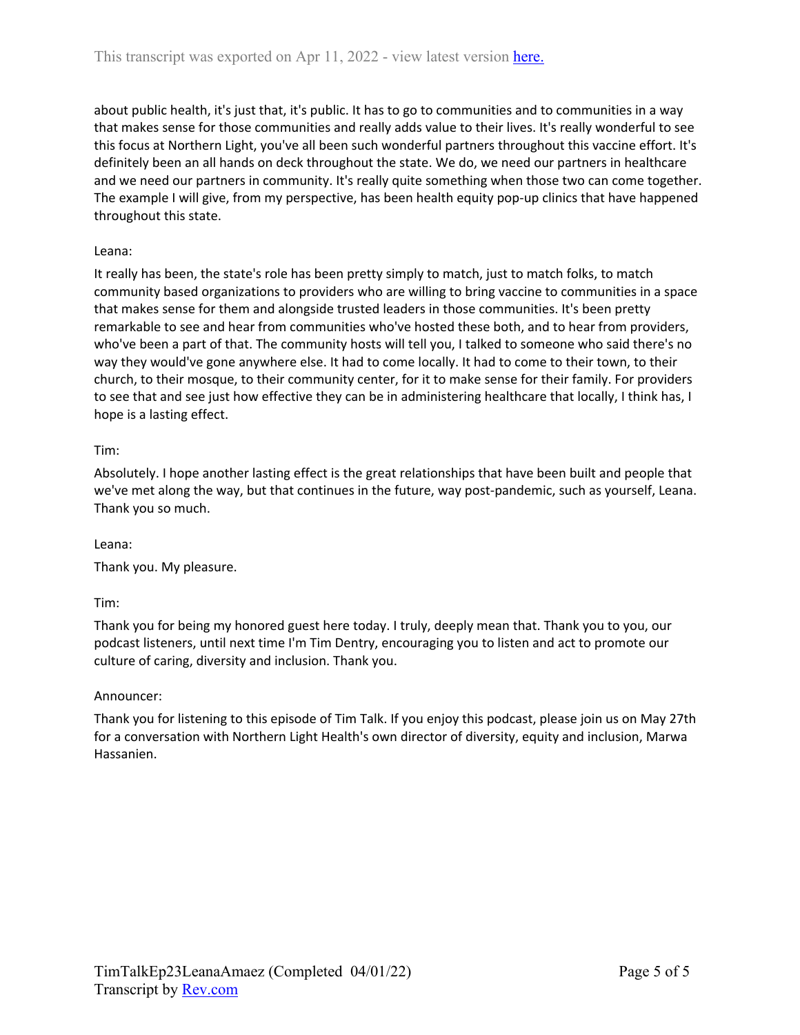about public health, it's just that, it's public. It has to go to communities and to communities in a way that makes sense for those communities and really adds value to their lives. It's really wonderful to see this focus at Northern Light, you've all been such wonderful partners throughout this vaccine effort. It's definitely been an all hands on deck throughout the state. We do, we need our partners in healthcare and we need our partners in community. It's really quite something when those two can come together. The example I will give, from my perspective, has been health equity pop-up clinics that have happened throughout this state.

Leana:

It really has been, the state's role has been pretty simply to match, just to match folks, to match community based organizations to providers who are willing to bring vaccine to communities in a space that makes sense for them and alongside trusted leaders in those communities. It's been pretty remarkable to see and hear from communities who've hosted these both, and to hear from providers, who've been a part of that. The community hosts will tell you, I talked to someone who said there's no way they would've gone anywhere else. It had to come locally. It had to come to their town, to their church, to their mosque, to their community center, for it to make sense for their family. For providers to see that and see just how effective they can be in administering healthcare that locally, I think has, I hope is a lasting effect.

Tim:

Absolutely. I hope another lasting effect is the great relationships that have been built and people that we've met along the way, but that continues in the future, way post-pandemic, such as yourself, Leana. Thank you so much.

Leana:

Thank you. My pleasure.

Tim:

Thank you for being my honored guest here today. I truly, deeply mean that. Thank you to you, our podcast listeners, until next time I'm Tim Dentry, encouraging you to listen and act to promote our culture of caring, diversity and inclusion. Thank you.

Announcer:

Thank you for listening to this episode of Tim Talk. If you enjoy this podcast, please join us on May 27th for a conversation with Northern Light Health's own director of diversity, equity and inclusion, Marwa Hassanien.